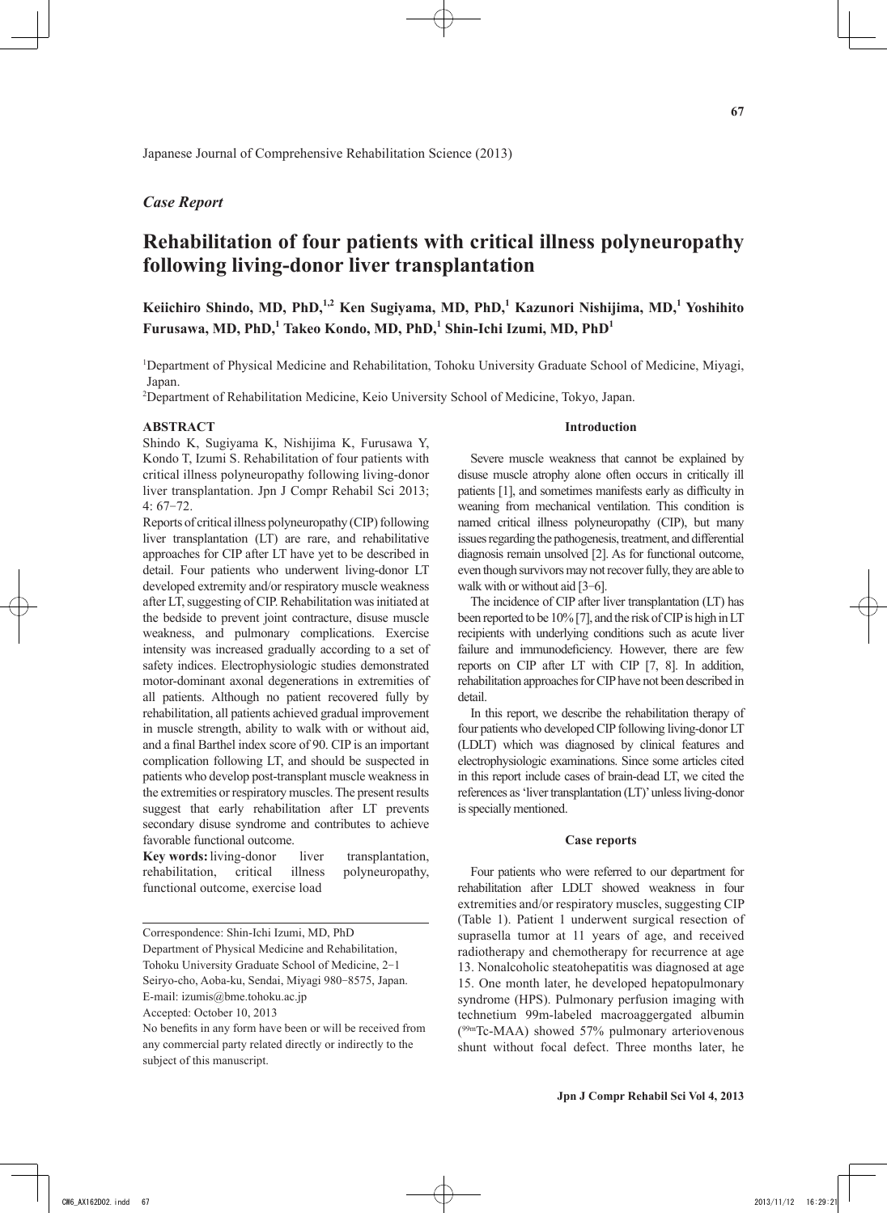Japanese Journal of Comprehensive Rehabilitation Science (2013)

*Case Report*

# Rehabilitation of four patients with critical illness polyneuropathy following living-donor liver transplantation

**Keiichiro Shindo, MD, PhD,[1,2] Ken Sugiyama, MD, PhD,[1] Kazunori Nishijima, MD,[1] Yoshihito Furusawa, MD, PhD,[1] Takeo Kondo, MD, PhD,[1] Shin-Ichi Izumi, MD, PhD[1]**

[1]Department of Physical Medicine and Rehabilitation, Tohoku University Graduate School of Medicine, Miyagi, Japan.

[2]Department of Rehabilitation Medicine, Keio University School of Medicine, Tokyo, Japan.

## ABSTRACT

Shindo K, Sugiyama K, Nishijima K, Furusawa Y, Kondo T, Izumi S. Rehabilitation of four patients with critical illness polyneuropathy following living-donor liver transplantation. Jpn J Compr Rehabil Sci 2013; 4: 67−72.

Reports of critical illness polyneuropathy (CIP) following liver transplantation (LT) are rare, and rehabilitative approaches for CIP after LT have yet to be described in detail. Four patients who underwent living-donor LT developed extremity and/or respiratory muscle weakness after LT, suggesting of CIP. Rehabilitation was initiated at the bedside to prevent joint contracture, disuse muscle weakness, and pulmonary complications. Exercise intensity was increased gradually according to a set of safety indices. Electrophysiologic studies demonstrated motor-dominant axonal degenerations in extremities of all patients. Although no patient recovered fully by rehabilitation, all patients achieved gradual improvement in muscle strength, ability to walk with or without aid, and a final Barthel index score of 90. CIP is an important complication following LT, and should be suspected in patients who develop post-transplant muscle weakness in the extremities or respiratory muscles. The present results suggest that early rehabilitation after LT prevents secondary disuse syndrome and contributes to achieve favorable functional outcome.

**Key words:** living-donor liver transplantation, rehabilitation, critical illness polyneuropathy, functional outcome, exercise load

---

Correspondence: Shin-Ichi Izumi, MD, PhD
Department of Physical Medicine and Rehabilitation, Tohoku University Graduate School of Medicine, 2−1 Seiryo-cho, Aoba-ku, Sendai, Miyagi 980−8575, Japan.
E-mail: izumis@bme.tohoku.ac.jp
Accepted: October 10, 2013
No benefits in any form have been or will be received from any commercial party related directly or indirectly to the subject of this manuscript.

## Introduction

Severe muscle weakness that cannot be explained by disuse muscle atrophy alone often occurs in critically ill patients [1], and sometimes manifests early as difficulty in weaning from mechanical ventilation. This condition is named critical illness polyneuropathy (CIP), but many issues regarding the pathogenesis, treatment, and differential diagnosis remain unsolved [2]. As for functional outcome, even though survivors may not recover fully, they are able to walk with or without aid [3−6].

The incidence of CIP after liver transplantation (LT) has been reported to be 10% [7], and the risk of CIP is high in LT recipients with underlying conditions such as acute liver failure and immunodeficiency. However, there are few reports on CIP after LT with CIP [7, 8]. In addition, rehabilitation approaches for CIP have not been described in detail.

In this report, we describe the rehabilitation therapy of four patients who developed CIP following living-donor LT (LDLT) which was diagnosed by clinical features and electrophysiologic examinations. Since some articles cited in this report include cases of brain-dead LT, we cited the references as 'liver transplantation (LT)' unless living-donor is specially mentioned.

## Case reports

Four patients who were referred to our department for rehabilitation after LDLT showed weakness in four extremities and/or respiratory muscles, suggesting CIP (Table 1). Patient 1 underwent surgical resection of suprasella tumor at 11 years of age, and received radiotherapy and chemotherapy for recurrence at age 13. Nonalcoholic steatohepatitis was diagnosed at age 15. One month later, he developed hepatopulmonary syndrome (HPS). Pulmonary perfusion imaging with technetium 99m-labeled macroaggergated albumin ($^{99m}$Tc-MAA) showed 57% pulmonary arteriovenous shunt without focal defect. Three months later, he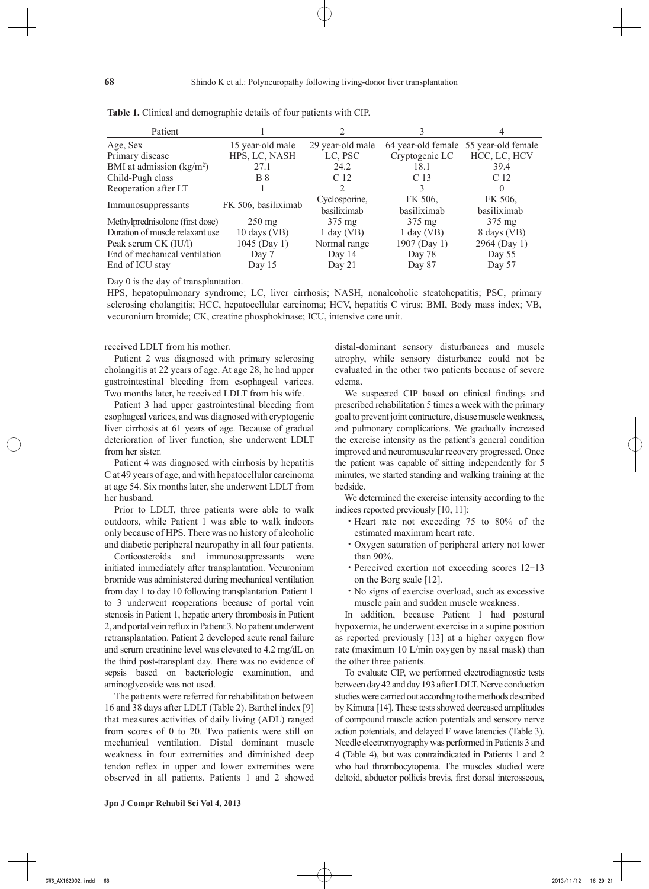**Table 1.** Clinical and demographic details of four patients with CIP.

| Patient | 1 | 2 | 3 | 4 |
|---|---|---|---|---|
| Age, Sex | 15 year-old male | 29 year-old male | 64 year-old female | 55 year-old female |
| Primary disease | HPS, LC, NASH | LC, PSC | Cryptogenic LC | HCC, LC, HCV |
| BMI at admission (kg/m$^2$) | 27.1 | 24.2 | 18.1 | 39.4 |
| Child-Pugh class | B 8 | C 12 | C 13 | C 12 |
| Reoperation after LT | 1 | 2 | 3 | 0 |
| Immunosuppressants | FK 506, basiliximab | Cyclosporine, basiliximab | FK 506, basiliximab | FK 506, basiliximab |
| Methylprednisolone (first dose) | 250 mg | 375 mg | 375 mg | 375 mg |
| Duration of muscle relaxant use | 10 days (VB) | 1 day (VB) | 1 day (VB) | 8 days (VB) |
| Peak serum CK (IU/l) | 1045 (Day 1) | Normal range | 1907 (Day 1) | 2964 (Day 1) |
| End of mechanical ventilation | Day 7 | Day 14 | Day 78 | Day 55 |
| End of ICU stay | Day 15 | Day 21 | Day 87 | Day 57 |

Day 0 is the day of transplantation.

HPS, hepatopulmonary syndrome; LC, liver cirrhosis; NASH, nonalcoholic steatohepatitis; PSC, primary sclerosing cholangitis; HCC, hepatocellular carcinoma; HCV, hepatitis C virus; BMI, Body mass index; VB, vecuronium bromide; CK, creatine phosphokinase; ICU, intensive care unit.

received LDLT from his mother.

Patient 2 was diagnosed with primary sclerosing cholangitis at 22 years of age. At age 28, he had upper gastrointestinal bleeding from esophageal varices. Two months later, he received LDLT from his wife.

Patient 3 had upper gastrointestinal bleeding from esophageal varices, and was diagnosed with cryptogenic liver cirrhosis at 61 years of age. Because of gradual deterioration of liver function, she underwent LDLT from her sister.

Patient 4 was diagnosed with cirrhosis by hepatitis C at 49 years of age, and with hepatocellular carcinoma at age 54. Six months later, she underwent LDLT from her husband.

Prior to LDLT, three patients were able to walk outdoors, while Patient 1 was able to walk indoors only because of HPS. There was no history of alcoholic and diabetic peripheral neuropathy in all four patients.

Corticosteroids and immunosuppressants were initiated immediately after transplantation. Vecuronium bromide was administered during mechanical ventilation from day 1 to day 10 following transplantation. Patient 1 to 3 underwent reoperations because of portal vein stenosis in Patient 1, hepatic artery thrombosis in Patient 2, and portal vein reflux in Patient 3. No patient underwent retransplantation. Patient 2 developed acute renal failure and serum creatinine level was elevated to 4.2 mg/dL on the third post-transplant day. There was no evidence of sepsis based on bacteriologic examination, and aminoglycoside was not used.

The patients were referred for rehabilitation between 16 and 38 days after LDLT (Table 2). Barthel index [9] that measures activities of daily living (ADL) ranged from scores of 0 to 20. Two patients were still on mechanical ventilation. Distal dominant muscle weakness in four extremities and diminished deep tendon reflex in upper and lower extremities were observed in all patients. Patients 1 and 2 showed distal-dominant sensory disturbances and muscle atrophy, while sensory disturbance could not be evaluated in the other two patients because of severe edema.

We suspected CIP based on clinical findings and prescribed rehabilitation 5 times a week with the primary goal to prevent joint contracture, disuse muscle weakness, and pulmonary complications. We gradually increased the exercise intensity as the patient's general condition improved and neuromuscular recovery progressed. Once the patient was capable of sitting independently for 5 minutes, we started standing and walking training at the bedside.

We determined the exercise intensity according to the indices reported previously [10, 11]:

- Heart rate not exceeding 75 to 80% of the estimated maximum heart rate.
- Oxygen saturation of peripheral artery not lower than 90%.
- Perceived exertion not exceeding scores 12−13 on the Borg scale [12].
- No signs of exercise overload, such as excessive muscle pain and sudden muscle weakness.

In addition, because Patient 1 had postural hypoxemia, he underwent exercise in a supine position as reported previously [13] at a higher oxygen flow rate (maximum 10 L/min oxygen by nasal mask) than the other three patients.

To evaluate CIP, we performed electrodiagnostic tests between day 42 and day 193 after LDLT. Nerve conduction studies were carried out according to the methods described by Kimura [14]. These tests showed decreased amplitudes of compound muscle action potentials and sensory nerve action potentials, and delayed F wave latencies (Table 3). Needle electromyography was performed in Patients 3 and 4 (Table 4), but was contraindicated in Patients 1 and 2 who had thrombocytopenia. The muscles studied were deltoid, abductor pollicis brevis, first dorsal interosseous,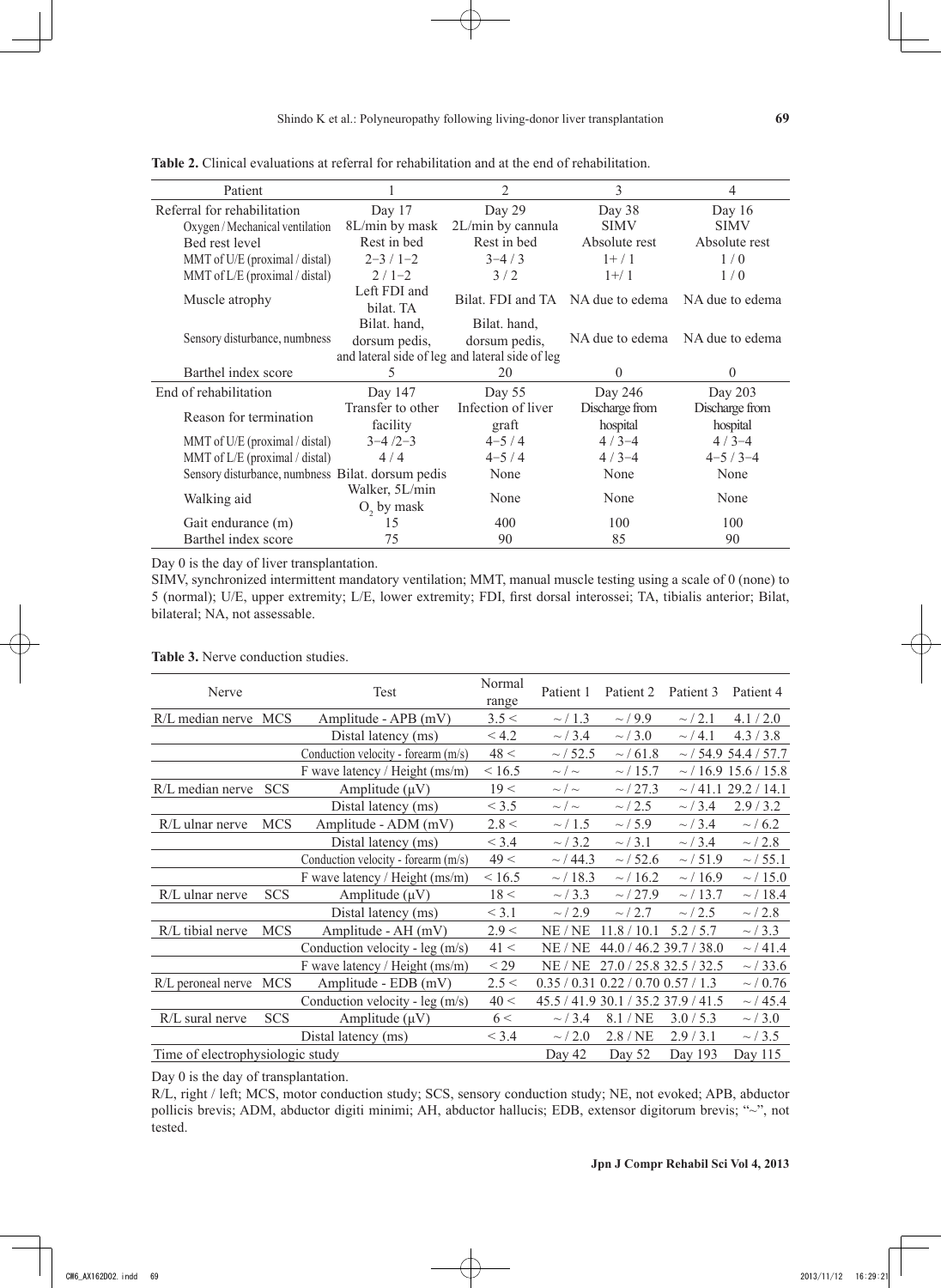**Table 2.** Clinical evaluations at referral for rehabilitation and at the end of rehabilitation.

| Patient | 1 | 2 | 3 | 4 |
|---|---|---|---|---|
| Referral for rehabilitation | Day 17 | Day 29 | Day 38 | Day 16 |
| Oxygen / Mechanical ventilation | 8L/min by mask | 2L/min by cannula | SIMV | SIMV |
| Bed rest level | Rest in bed | Rest in bed | Absolute rest | Absolute rest |
| MMT of U/E (proximal / distal) | 2−3 / 1−2 | 3−4 / 3 | 1+ / 1 | 1 / 0 |
| MMT of L/E (proximal / distal) | 2 / 1−2 | 3 / 2 | 1+/ 1 | 1 / 0 |
| Muscle atrophy | Left FDI and bilat. TA | Bilat. FDI and TA | NA due to edema | NA due to edema |
| Sensory disturbance, numbness | Bilat. hand, dorsum pedis, and lateral side of leg | Bilat. hand, dorsum pedis, and lateral side of leg | NA due to edema | NA due to edema |
| Barthel index score | 5 | 20 | 0 | 0 |
| End of rehabilitation | Day 147 | Day 55 | Day 246 | Day 203 |
| Reason for termination | Transfer to other facility | Infection of liver graft | Discharge from hospital | Discharge from hospital |
| MMT of U/E (proximal / distal) | 3−4 /2−3 | 4−5 / 4 | 4 / 3−4 | 4 / 3−4 |
| MMT of L/E (proximal / distal) | 4 / 4 | 4−5 / 4 | 4 / 3−4 | 4−5 / 3−4 |
| Sensory disturbance, numbness | Bilat. dorsum pedis | None | None | None |
| Walking aid | Walker, 5L/min $O_2$ by mask | None | None | None |
| Gait endurance (m) | 15 | 400 | 100 | 100 |
| Barthel index score | 75 | 90 | 85 | 90 |

Day 0 is the day of liver transplantation.

SIMV, synchronized intermittent mandatory ventilation; MMT, manual muscle testing using a scale of 0 (none) to 5 (normal); U/E, upper extremity; L/E, lower extremity; FDI, first dorsal interossei; TA, tibialis anterior; Bilat, bilateral; NA, not assessable.

**Table 3.** Nerve conduction studies.

| Nerve | | Test | Normal range | Patient 1 | Patient 2 | Patient 3 | Patient 4 |
|---|---|---|---|---|---|---|---|
| R/L median nerve | MCS | Amplitude - APB (mV) | 3.5 < | ~ / 1.3 | ~ / 9.9 | ~ / 2.1 | 4.1 / 2.0 |
| | | Distal latency (ms) | < 4.2 | ~ / 3.4 | ~ / 3.0 | ~ / 4.1 | 4.3 / 3.8 |
| | | Conduction velocity - forearm (m/s) | 48 < | ~ / 52.5 | ~ / 61.8 | ~ / 54.9 | 54.4 / 57.7 |
| | | F wave latency / Height (ms/m) | < 16.5 | ~ / ~ | ~ / 15.7 | ~ / 16.9 | 15.6 / 15.8 |
| R/L median nerve | SCS | Amplitude (μV) | 19 < | ~ / ~ | ~ / 27.3 | ~ / 41.1 | 29.2 / 14.1 |
| | | Distal latency (ms) | < 3.5 | ~ / ~ | ~ / 2.5 | ~ / 3.4 | 2.9 / 3.2 |
| R/L ulnar nerve | MCS | Amplitude - ADM (mV) | 2.8 < | ~ / 1.5 | ~ / 5.9 | ~ / 3.4 | ~ / 6.2 |
| | | Distal latency (ms) | < 3.4 | ~ / 3.2 | ~ / 3.1 | ~ / 3.4 | ~ / 2.8 |
| | | Conduction velocity - forearm (m/s) | 49 < | ~ / 44.3 | ~ / 52.6 | ~ / 51.9 | ~ / 55.1 |
| | | F wave latency / Height (ms/m) | < 16.5 | ~ / 18.3 | ~ / 16.2 | ~ / 16.9 | ~ / 15.0 |
| R/L ulnar nerve | SCS | Amplitude (μV) | 18 < | ~ / 3.3 | ~ / 27.9 | ~ / 13.7 | ~ / 18.4 |
| | | Distal latency (ms) | < 3.1 | ~ / 2.9 | ~ / 2.7 | ~ / 2.5 | ~ / 2.8 |
| R/L tibial nerve | MCS | Amplitude - AH (mV) | 2.9 < | NE / NE | 11.8 / 10.1 | 5.2 / 5.7 | ~ / 3.3 |
| | | Conduction velocity - leg (m/s) | 41 < | NE / NE | 44.0 / 46.2 | 39.7 / 38.0 | ~ / 41.4 |
| | | F wave latency / Height (ms/m) | < 29 | NE / NE | 27.0 / 25.8 | 32.5 / 32.5 | ~ / 33.6 |
| R/L peroneal nerve | MCS | Amplitude - EDB (mV) | 2.5 < | 0.35 / 0.31 | 0.22 / 0.70 | 0.57 / 1.3 | ~ / 0.76 |
| | | Conduction velocity - leg (m/s) | 40 < | 45.5 / 41.9 | 30.1 / 35.2 | 37.9 / 41.5 | ~ / 45.4 |
| R/L sural nerve | SCS | Amplitude (μV) | 6 < | ~ / 3.4 | 8.1 / NE | 3.0 / 5.3 | ~ / 3.0 |
| | | Distal latency (ms) | < 3.4 | ~ / 2.0 | 2.8 / NE | 2.9 / 3.1 | ~ / 3.5 |
| Time of electrophysiologic study | | | | Day 42 | Day 52 | Day 193 | Day 115 |

Day 0 is the day of transplantation.

R/L, right / left; MCS, motor conduction study; SCS, sensory conduction study; NE, not evoked; APB, abductor pollicis brevis; ADM, abductor digiti minimi; AH, abductor hallucis; EDB, extensor digitorum brevis; "~", not tested.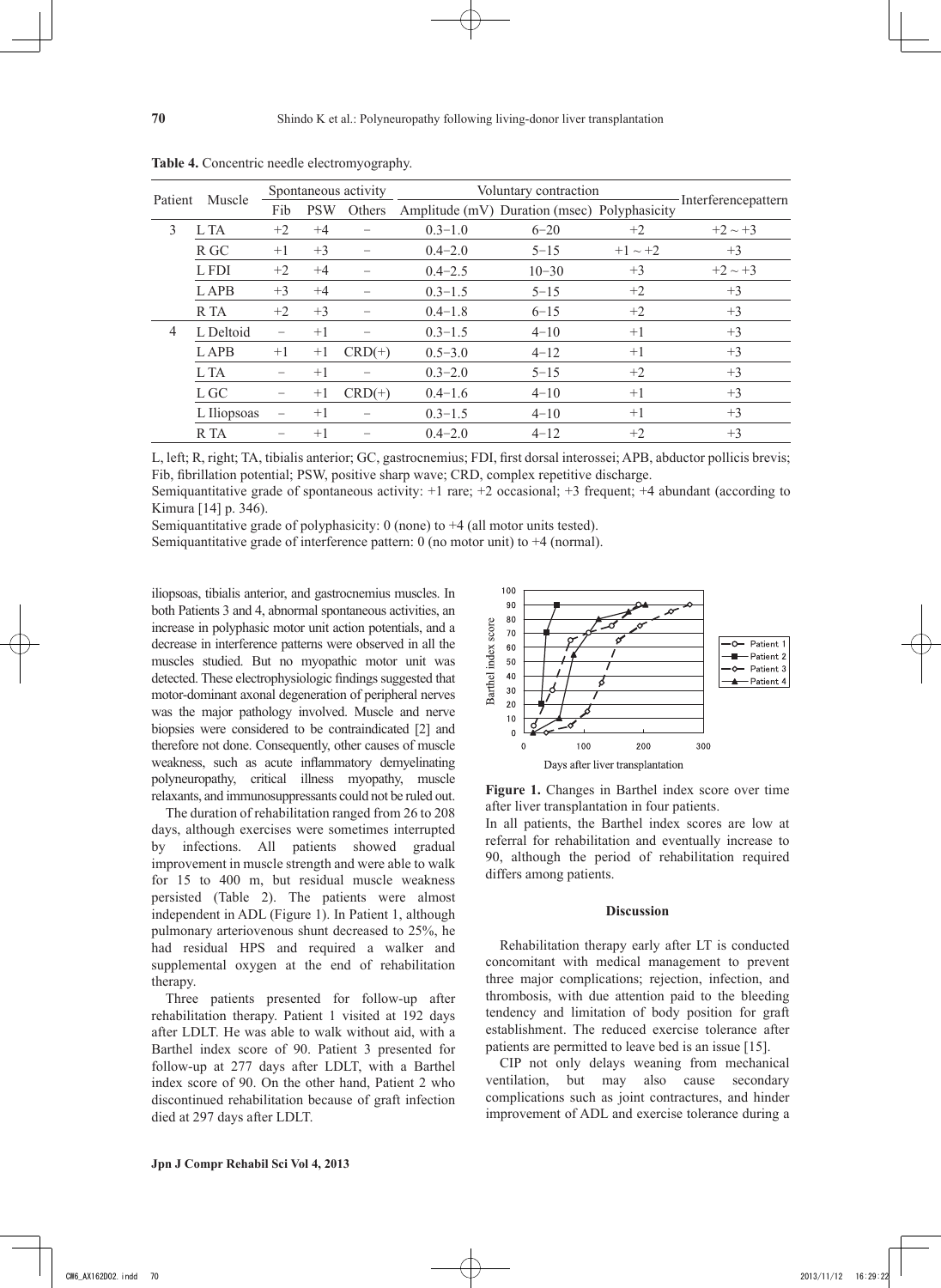**Table 4.** Concentric needle electromyography.

| Patient | Muscle | Spontaneous activity | | | Voluntary contraction | | | Interferencepattern |
|---|---|---|---|---|---|---|---|---|
| | | Fib | PSW | Others | Amplitude (mV) | Duration (msec) | Polyphasicity | |
| 3 | L TA | +2 | +4 | − | 0.3−1.0 | 6−20 | +2 | +2 ~ +3 |
| | R GC | +1 | +3 | − | 0.4−2.0 | 5−15 | +1 ~ +2 | +3 |
| | L FDI | +2 | +4 | − | 0.4−2.5 | 10−30 | +3 | +2 ~ +3 |
| | L APB | +3 | +4 | − | 0.3−1.5 | 5−15 | +2 | +3 |
| | R TA | +2 | +3 | − | 0.4−1.8 | 6−15 | +2 | +3 |
| 4 | L Deltoid | − | +1 | − | 0.3−1.5 | 4−10 | +1 | +3 |
| | L APB | +1 | +1 | CRD(+) | 0.5−3.0 | 4−12 | +1 | +3 |
| | L TA | − | +1 | − | 0.3−2.0 | 5−15 | +2 | +3 |
| | L GC | − | +1 | CRD(+) | 0.4−1.6 | 4−10 | +1 | +3 |
| | L Iliopsoas | − | +1 | − | 0.3−1.5 | 4−10 | +1 | +3 |
| | R TA | − | +1 | − | 0.4−2.0 | 4−12 | +2 | +3 |

L, left; R, right; TA, tibialis anterior; GC, gastrocnemius; FDI, first dorsal interossei; APB, abductor pollicis brevis; Fib, fibrillation potential; PSW, positive sharp wave; CRD, complex repetitive discharge.
Semiquantitative grade of spontaneous activity: +1 rare; +2 occasional; +3 frequent; +4 abundant (according to Kimura [14] p. 346).
Semiquantitative grade of polyphasicity: 0 (none) to +4 (all motor units tested).
Semiquantitative grade of interference pattern: 0 (no motor unit) to +4 (normal).

iliopsoas, tibialis anterior, and gastrocnemius muscles. In both Patients 3 and 4, abnormal spontaneous activities, an increase in polyphasic motor unit action potentials, and a decrease in interference patterns were observed in all the muscles studied. But no myopathic motor unit was detected. These electrophysiologic findings suggested that motor-dominant axonal degeneration of peripheral nerves was the major pathology involved. Muscle and nerve biopsies were considered to be contraindicated [2] and therefore not done. Consequently, other causes of muscle weakness, such as acute inflammatory demyelinating polyneuropathy, critical illness myopathy, muscle relaxants, and immunosuppressants could not be ruled out.

The duration of rehabilitation ranged from 26 to 208 days, although exercises were sometimes interrupted by infections. All patients showed gradual improvement in muscle strength and were able to walk for 15 to 400 m, but residual muscle weakness persisted (Table 2). The patients were almost independent in ADL (Figure 1). In Patient 1, although pulmonary arteriovenous shunt decreased to 25%, he had residual HPS and required a walker and supplemental oxygen at the end of rehabilitation therapy.

Three patients presented for follow-up after rehabilitation therapy. Patient 1 visited at 192 days after LDLT. He was able to walk without aid, with a Barthel index score of 90. Patient 3 presented for follow-up at 277 days after LDLT, with a Barthel index score of 90. On the other hand, Patient 2 who discontinued rehabilitation because of graft infection died at 297 days after LDLT.

**Figure 1.** Changes in Barthel index score over time after liver transplantation in four patients.
In all patients, the Barthel index scores are low at referral for rehabilitation and eventually increase to 90, although the period of rehabilitation required differs among patients.

## Discussion

Rehabilitation therapy early after LT is conducted concomitant with medical management to prevent three major complications; rejection, infection, and thrombosis, with due attention paid to the bleeding tendency and limitation of body position for graft establishment. The reduced exercise tolerance after patients are permitted to leave bed is an issue [15].

CIP not only delays weaning from mechanical ventilation, but may also cause secondary complications such as joint contractures, and hinder improvement of ADL and exercise tolerance during a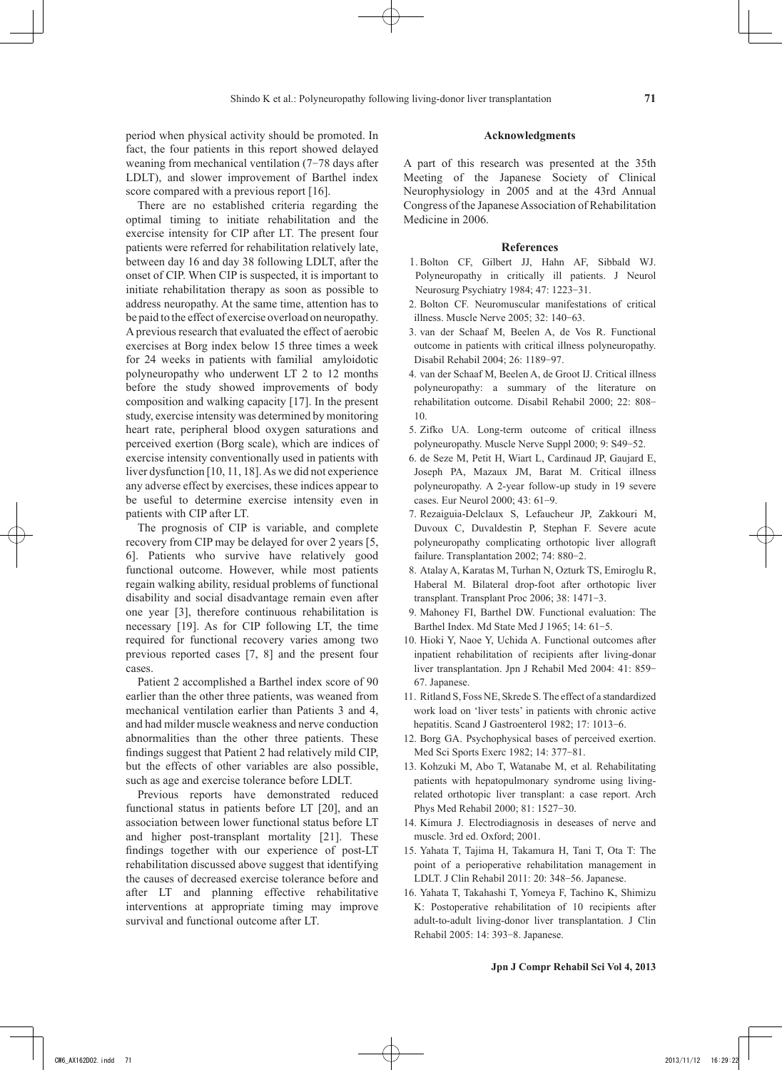period when physical activity should be promoted. In fact, the four patients in this report showed delayed weaning from mechanical ventilation (7−78 days after LDLT), and slower improvement of Barthel index score compared with a previous report [16].

There are no established criteria regarding the optimal timing to initiate rehabilitation and the exercise intensity for CIP after LT. The present four patients were referred for rehabilitation relatively late, between day 16 and day 38 following LDLT, after the onset of CIP. When CIP is suspected, it is important to initiate rehabilitation therapy as soon as possible to address neuropathy. At the same time, attention has to be paid to the effect of exercise overload on neuropathy. A previous research that evaluated the effect of aerobic exercises at Borg index below 15 three times a week for 24 weeks in patients with familial amyloidotic polyneuropathy who underwent LT 2 to 12 months before the study showed improvements of body composition and walking capacity [17]. In the present study, exercise intensity was determined by monitoring heart rate, peripheral blood oxygen saturations and perceived exertion (Borg scale), which are indices of exercise intensity conventionally used in patients with liver dysfunction [10, 11, 18]. As we did not experience any adverse effect by exercises, these indices appear to be useful to determine exercise intensity even in patients with CIP after LT.

The prognosis of CIP is variable, and complete recovery from CIP may be delayed for over 2 years [5, 6]. Patients who survive have relatively good functional outcome. However, while most patients regain walking ability, residual problems of functional disability and social disadvantage remain even after one year [3], therefore continuous rehabilitation is necessary [19]. As for CIP following LT, the time required for functional recovery varies among two previous reported cases [7, 8] and the present four cases.

Patient 2 accomplished a Barthel index score of 90 earlier than the other three patients, was weaned from mechanical ventilation earlier than Patients 3 and 4, and had milder muscle weakness and nerve conduction abnormalities than the other three patients. These findings suggest that Patient 2 had relatively mild CIP, but the effects of other variables are also possible, such as age and exercise tolerance before LDLT.

Previous reports have demonstrated reduced functional status in patients before LT [20], and an association between lower functional status before LT and higher post-transplant mortality [21]. These findings together with our experience of post-LT rehabilitation discussed above suggest that identifying the causes of decreased exercise tolerance before and after LT and planning effective rehabilitative interventions at appropriate timing may improve survival and functional outcome after LT.

### Acknowledgments

A part of this research was presented at the 35th Meeting of the Japanese Society of Clinical Neurophysiology in 2005 and at the 43rd Annual Congress of the Japanese Association of Rehabilitation Medicine in 2006.

### References

1. Bolton CF, Gilbert JJ, Hahn AF, Sibbald WJ. Polyneuropathy in critically ill patients. J Neurol Neurosurg Psychiatry 1984; 47: 1223−31.
2. Bolton CF. Neuromuscular manifestations of critical illness. Muscle Nerve 2005; 32: 140−63.
3. van der Schaaf M, Beelen A, de Vos R. Functional outcome in patients with critical illness polyneuropathy. Disabil Rehabil 2004; 26: 1189−97.
4. van der Schaaf M, Beelen A, de Groot IJ. Critical illness polyneuropathy: a summary of the literature on rehabilitation outcome. Disabil Rehabil 2000; 22: 808−10.
5. Zifko UA. Long-term outcome of critical illness polyneuropathy. Muscle Nerve Suppl 2000; 9: S49−52.
6. de Seze M, Petit H, Wiart L, Cardinaud JP, Gaujard E, Joseph PA, Mazaux JM, Barat M. Critical illness polyneuropathy. A 2-year follow-up study in 19 severe cases. Eur Neurol 2000; 43: 61−9.
7. Rezaiguia-Delclaux S, Lefaucheur JP, Zakkouri M, Duvoux C, Duvaldestin P, Stephan F. Severe acute polyneuropathy complicating orthotopic liver allograft failure. Transplantation 2002; 74: 880−2.
8. Atalay A, Karatas M, Turhan N, Ozturk TS, Emiroglu R, Haberal M. Bilateral drop-foot after orthotopic liver transplant. Transplant Proc 2006; 38: 1471−3.
9. Mahoney FI, Barthel DW. Functional evaluation: The Barthel Index. Md State Med J 1965; 14: 61−5.
10. Hioki Y, Naoe Y, Uchida A. Functional outcomes after inpatient rehabilitation of recipients after living-donar liver transplantation. Jpn J Rehabil Med 2004: 41: 859−67. Japanese.
11. Ritland S, Foss NE, Skrede S. The effect of a standardized work load on 'liver tests' in patients with chronic active hepatitis. Scand J Gastroenterol 1982; 17: 1013−6.
12. Borg GA. Psychophysical bases of perceived exertion. Med Sci Sports Exerc 1982; 14: 377−81.
13. Kohzuki M, Abo T, Watanabe M, et al. Rehabilitating patients with hepatopulmonary syndrome using living-related orthotopic liver transplant: a case report. Arch Phys Med Rehabil 2000; 81: 1527−30.
14. Kimura J. Electrodiagnosis in deseases of nerve and muscle. 3rd ed. Oxford; 2001.
15. Yahata T, Tajima H, Takamura H, Tani T, Ota T: The point of a perioperative rehabilitation management in LDLT. J Clin Rehabil 2011: 20: 348−56. Japanese.
16. Yahata T, Takahashi T, Yomeya F, Tachino K, Shimizu K: Postoperative rehabilitation of 10 recipients after adult-to-adult living-donor liver transplantation. J Clin Rehabil 2005: 14: 393−8. Japanese.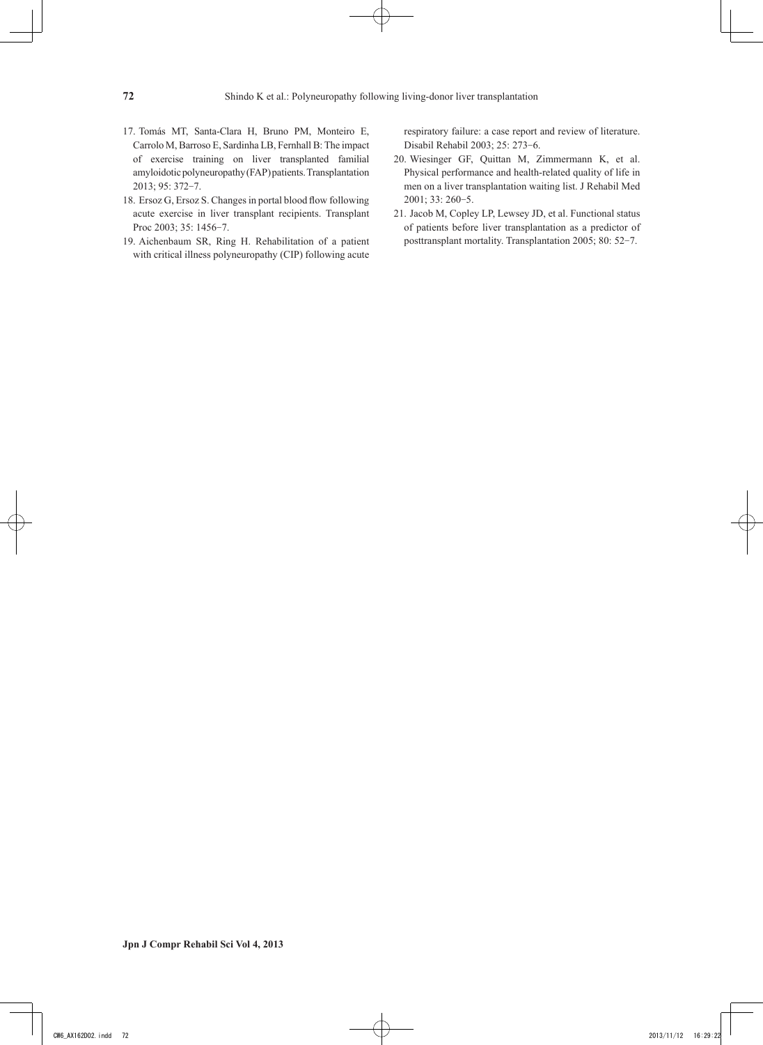17. Tomás MT, Santa-Clara H, Bruno PM, Monteiro E, Carrolo M, Barroso E, Sardinha LB, Fernhall B: The impact of exercise training on liver transplanted familial amyloidotic polyneuropathy (FAP) patients. Transplantation 2013; 95: 372−7.
18. Ersoz G, Ersoz S. Changes in portal blood flow following acute exercise in liver transplant recipients. Transplant Proc 2003; 35: 1456−7.
19. Aichenbaum SR, Ring H. Rehabilitation of a patient with critical illness polyneuropathy (CIP) following acute respiratory failure: a case report and review of literature. Disabil Rehabil 2003; 25: 273−6.
20. Wiesinger GF, Quittan M, Zimmermann K, et al. Physical performance and health-related quality of life in men on a liver transplantation waiting list. J Rehabil Med 2001; 33: 260−5.
21. Jacob M, Copley LP, Lewsey JD, et al. Functional status of patients before liver transplantation as a predictor of posttransplant mortality. Transplantation 2005; 80: 52−7.